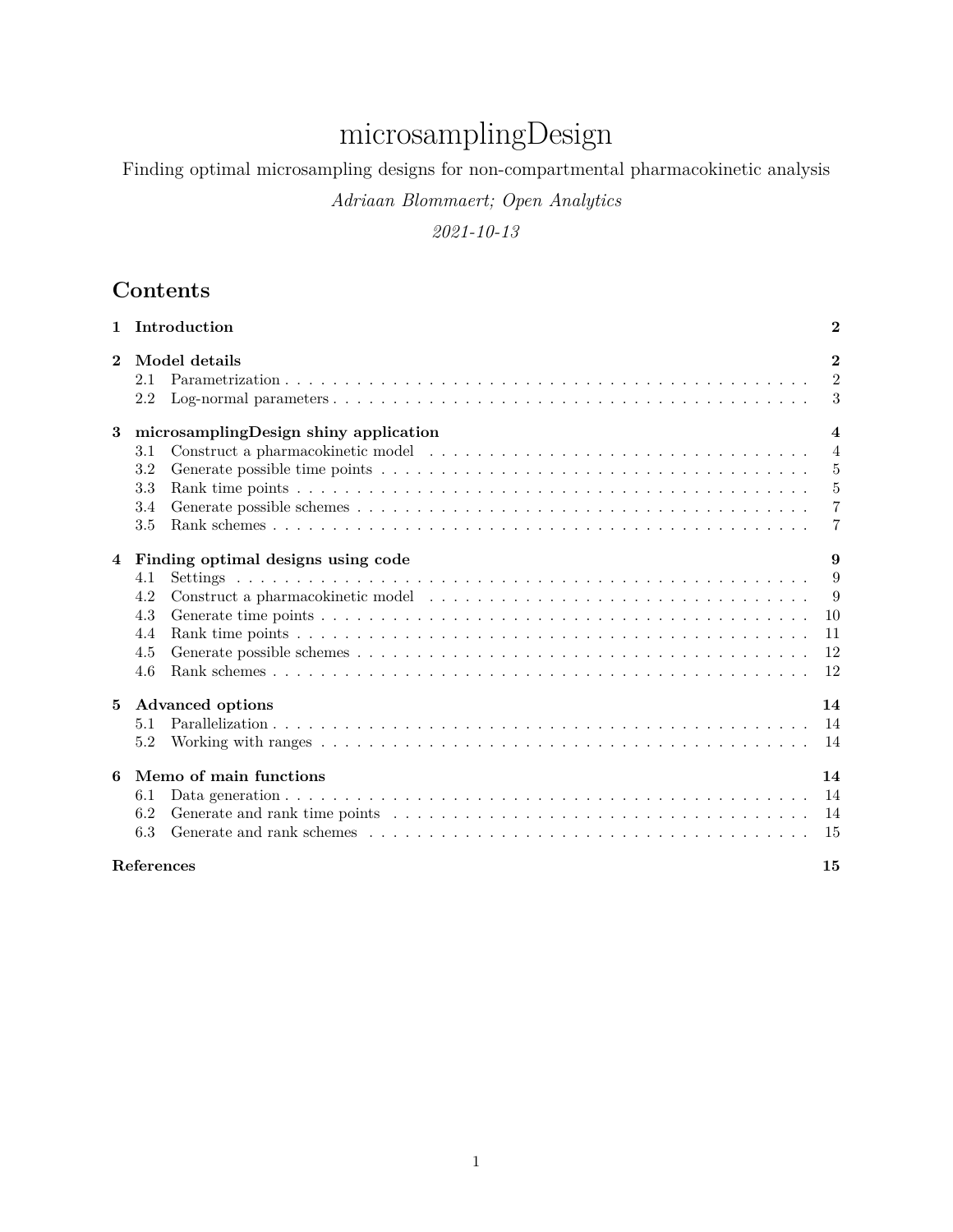# microsamplingDesign

Finding optimal microsampling designs for non-compartmental pharmacokinetic analysis

*Adriaan Blommaert; Open Analytics*

*2021-10-13*

## Contents

- **1 Introduction** — 2
- **2 Model details** — 2
  - 2.1 Parametrization — 2
  - 2.2 Log-normal parameters — 3
- **3 microsamplingDesign shiny application** — 4
  - 3.1 Construct a pharmacokinetic model — 4
  - 3.2 Generate possible time points — 5
  - 3.3 Rank time points — 5
  - 3.4 Generate possible schemes — 7
  - 3.5 Rank schemes — 7
- **4 Finding optimal designs using code** — 9
  - 4.1 Settings — 9
  - 4.2 Construct a pharmacokinetic model — 9
  - 4.3 Generate time points — 10
  - 4.4 Rank time points — 11
  - 4.5 Generate possible schemes — 12
  - 4.6 Rank schemes — 12
- **5 Advanced options** — 14
  - 5.1 Parallelization — 14
  - 5.2 Working with ranges — 14
- **6 Memo of main functions** — 14
  - 6.1 Data generation — 14
  - 6.2 Generate and rank time points — 14
  - 6.3 Generate and rank schemes — 15
- **References** — 15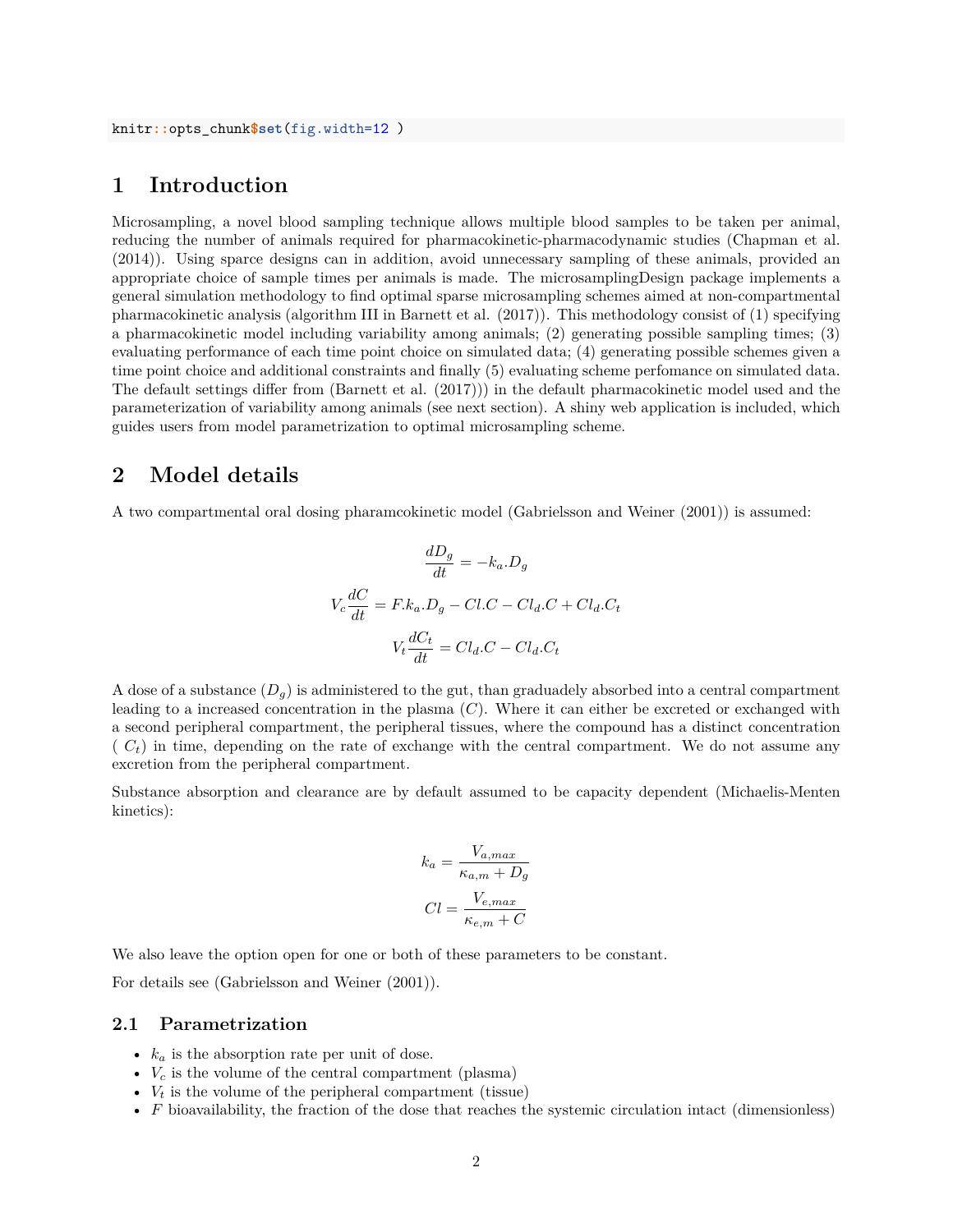```
knitr::opts_chunk$set(fig.width=12 )
```

# 1 Introduction

Microsampling, a novel blood sampling technique allows multiple blood samples to be taken per animal, reducing the number of animals required for pharmacokinetic-pharmacodynamic studies (Chapman et al. (2014)). Using sparce designs can in addition, avoid unnecessary sampling of these animals, provided an appropriate choice of sample times per animals is made. The microsamplingDesign package implements a general simulation methodology to find optimal sparse microsampling schemes aimed at non-compartmental pharmacokinetic analysis (algorithm III in Barnett et al. (2017)). This methodology consist of (1) specifying a pharmacokinetic model including variability among animals; (2) generating possible sampling times; (3) evaluating performance of each time point choice on simulated data; (4) generating possible schemes given a time point choice and additional constraints and finally (5) evaluating scheme perfomance on simulated data. The default settings differ from (Barnett et al. (2017))) in the default pharmacokinetic model used and the parameterization of variability among animals (see next section). A shiny web application is included, which guides users from model parametrization to optimal microsampling scheme.

# 2 Model details

A two compartmental oral dosing pharamcokinetic model (Gabrielsson and Weiner (2001)) is assumed:

$$\frac{dD_g}{dt} = -k_a.D_g$$

$$V_c\frac{dC}{dt} = F.k_a.D_g - Cl.C - Cl_d.C + Cl_d.C_t$$

$$V_t\frac{dC_t}{dt} = Cl_d.C - Cl_d.C_t$$

A dose of a substance ($D_g$) is administered to the gut, than graduadely absorbed into a central compartment leading to a increased concentration in the plasma ($C$). Where it can either be excreted or exchanged with a second peripheral compartment, the peripheral tissues, where the compound has a distinct concentration ( $C_t$) in time, depending on the rate of exchange with the central compartment. We do not assume any excretion from the peripheral compartment.

Substance absorption and clearance are by default assumed to be capacity dependent (Michaelis-Menten kinetics):

$$k_a = \frac{V_{a,max}}{\kappa_{a,m} + D_g}$$

$$Cl = \frac{V_{e,max}}{\kappa_{e,m} + C}$$

We also leave the option open for one or both of these parameters to be constant.

For details see (Gabrielsson and Weiner (2001)).

## 2.1 Parametrization

- $k_a$ is the absorption rate per unit of dose.
- $V_c$ is the volume of the central compartment (plasma)
- $V_t$ is the volume of the peripheral compartment (tissue)
- $F$ bioavailability, the fraction of the dose that reaches the systemic circulation intact (dimensionless)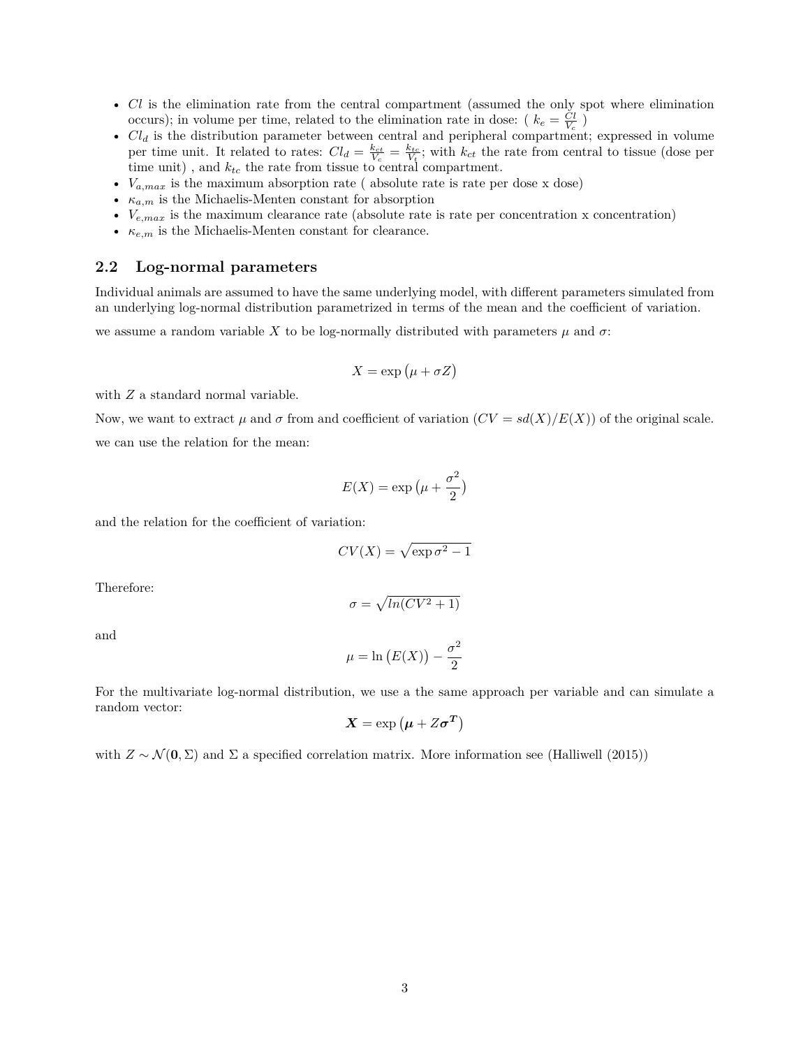- $Cl$ is the elimination rate from the central compartment (assumed the only spot where elimination occurs); in volume per time, related to the elimination rate in dose: ( $k_e = \frac{Cl}{V_c}$ )
- $Cl_d$ is the distribution parameter between central and peripheral compartment; expressed in volume per time unit. It related to rates: $Cl_d = \frac{k_{ct}}{V_c} = \frac{k_{tc}}{V_t}$; with $k_{ct}$ the rate from central to tissue (dose per time unit) , and $k_{tc}$ the rate from tissue to central compartment.
- $V_{a,max}$ is the maximum absorption rate ( absolute rate is rate per dose x dose)
- $\kappa_{a,m}$ is the Michaelis-Menten constant for absorption
- $V_{e,max}$ is the maximum clearance rate (absolute rate is rate per concentration x concentration)
- $\kappa_{e,m}$ is the Michaelis-Menten constant for clearance.

## 2.2 Log-normal parameters

Individual animals are assumed to have the same underlying model, with different parameters simulated from an underlying log-normal distribution parametrized in terms of the mean and the coefficient of variation.

we assume a random variable $X$ to be log-normally distributed with parameters $\mu$ and $\sigma$:

$$X = \exp\big(\mu + \sigma Z\big)$$

with $Z$ a standard normal variable.

Now, we want to extract $\mu$ and $\sigma$ from and coefficient of variation ($CV = sd(X)/E(X)$) of the original scale.

we can use the relation for the mean:

$$E(X) = \exp\big(\mu + \frac{\sigma^2}{2}\big)$$

and the relation for the coefficient of variation:

$$CV(X) = \sqrt{\exp \sigma^2 - 1}$$

Therefore:

$$\sigma = \sqrt{ln(CV^2 + 1)}$$

and

$$\mu = \ln\big(E(X)\big) - \frac{\sigma^2}{2}$$

For the multivariate log-normal distribution, we use a the same approach per variable and can simulate a random vector:

$$\boldsymbol{X} = \exp\big(\boldsymbol{\mu} + Z\boldsymbol{\sigma^T}\big)$$

with $Z \sim \mathcal{N}(\mathbf{0}, \Sigma)$ and $\Sigma$ a specified correlation matrix. More information see (Halliwell (2015))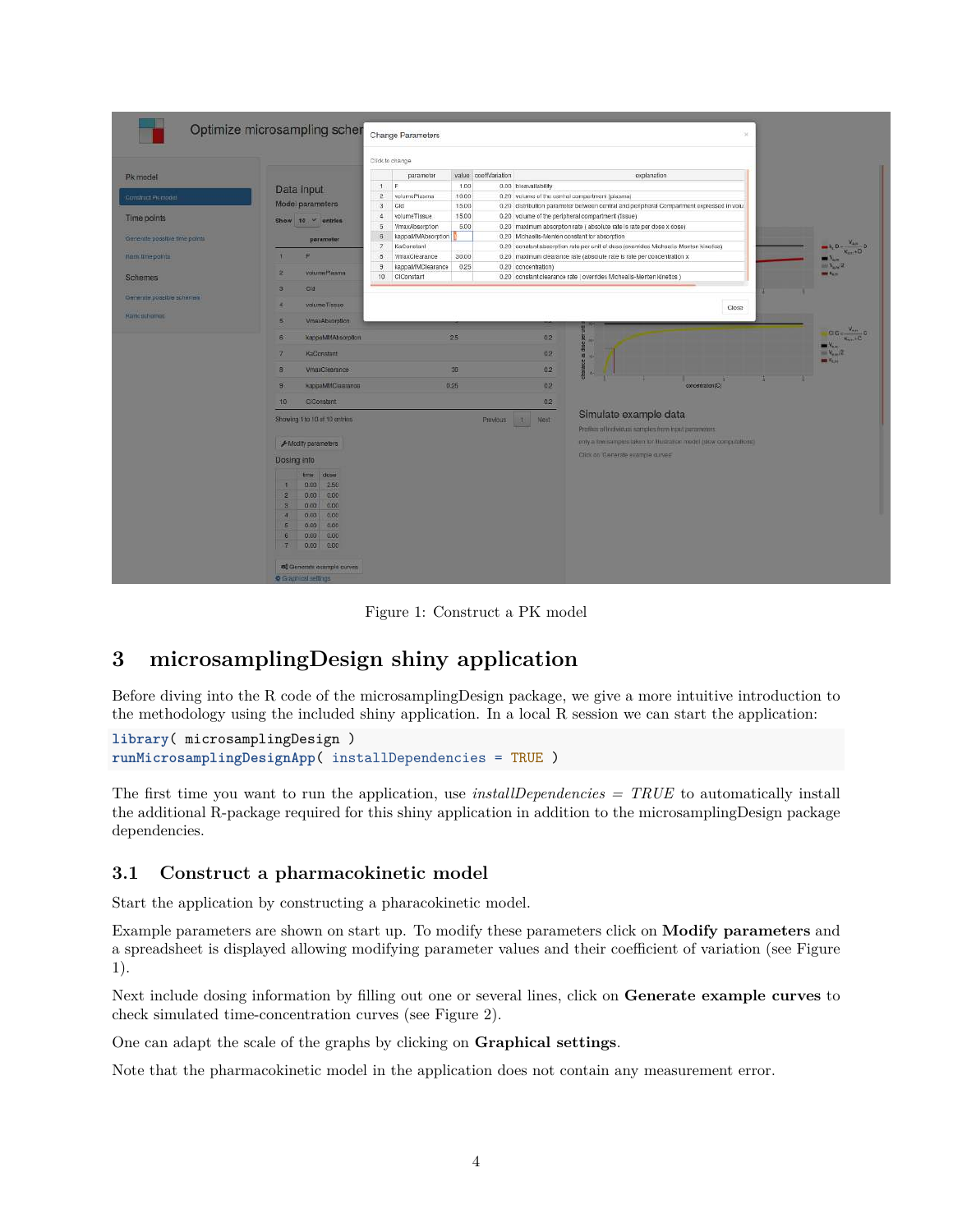Figure 1: Construct a PK model

# 3 microsamplingDesign shiny application

Before diving into the R code of the microsamplingDesign package, we give a more intuitive introduction to the methodology using the included shiny application. In a local R session we can start the application:

```
library( microsamplingDesign )
runMicrosamplingDesignApp( installDependencies = TRUE )
```

The first time you want to run the application, use *installDependencies = TRUE* to automatically install the additional R-package required for this shiny application in addition to the microsamplingDesign package dependencies.

## 3.1 Construct a pharmacokinetic model

Start the application by constructing a pharacokinetic model.

Example parameters are shown on start up. To modify these parameters click on **Modify parameters** and a spreadsheet is displayed allowing modifying parameter values and their coefficient of variation (see Figure 1).

Next include dosing information by filling out one or several lines, click on **Generate example curves** to check simulated time-concentration curves (see Figure 2).

One can adapt the scale of the graphs by clicking on **Graphical settings**.

Note that the pharmacokinetic model in the application does not contain any measurement error.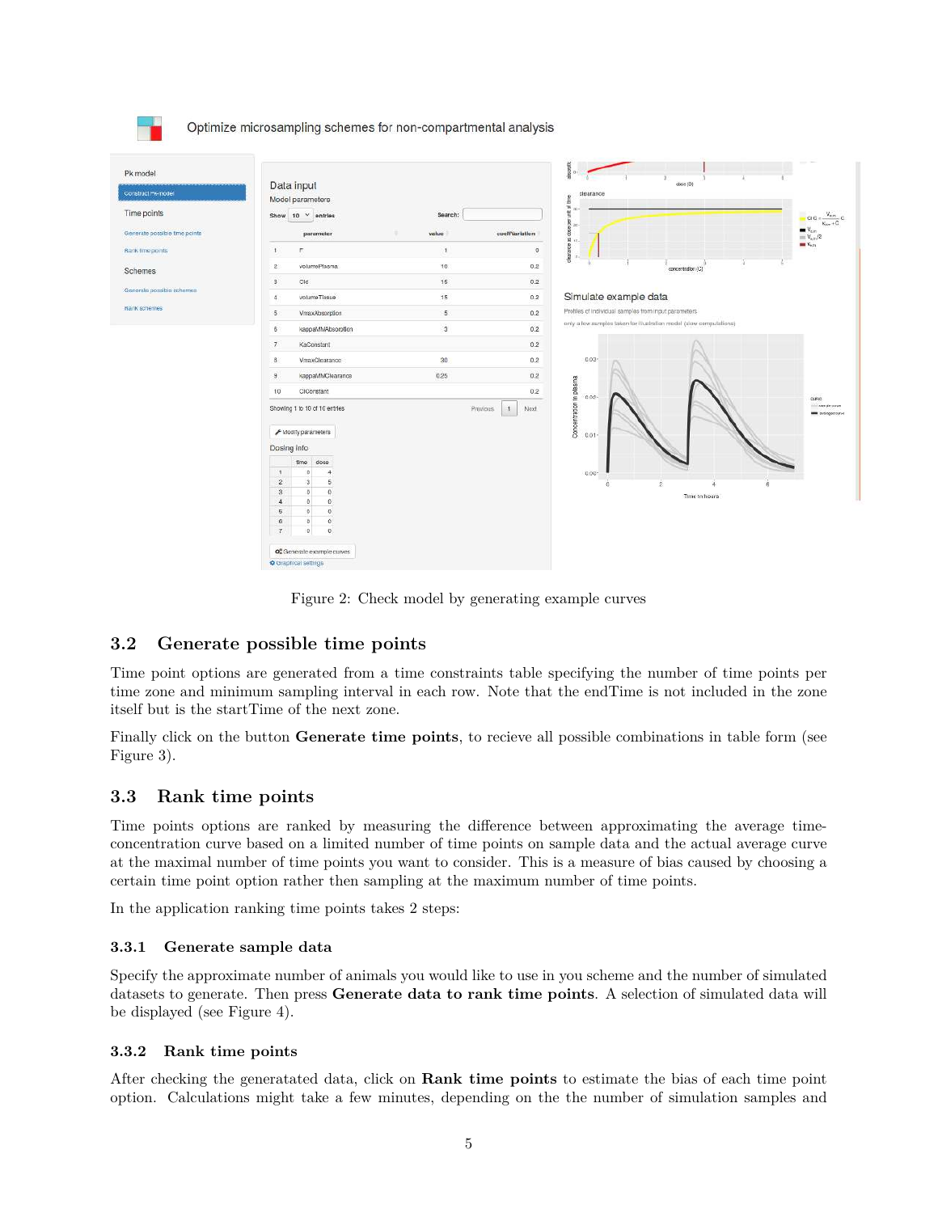Figure 2: Check model by generating example curves

## 3.2 Generate possible time points

Time point options are generated from a time constraints table specifying the number of time points per time zone and minimum sampling interval in each row. Note that the endTime is not included in the zone itself but is the startTime of the next zone.

Finally click on the button **Generate time points**, to recieve all possible combinations in table form (see Figure 3).

## 3.3 Rank time points

Time points options are ranked by measuring the difference between approximating the average time-concentration curve based on a limited number of time points on sample data and the actual average curve at the maximal number of time points you want to consider. This is a measure of bias caused by choosing a certain time point option rather then sampling at the maximum number of time points.

In the application ranking time points takes 2 steps:

### 3.3.1 Generate sample data

Specify the approximate number of animals you would like to use in you scheme and the number of simulated datasets to generate. Then press **Generate data to rank time points**. A selection of simulated data will be displayed (see Figure 4).

### 3.3.2 Rank time points

After checking the generatated data, click on **Rank time points** to estimate the bias of each time point option. Calculations might take a few minutes, depending on the the number of simulation samples and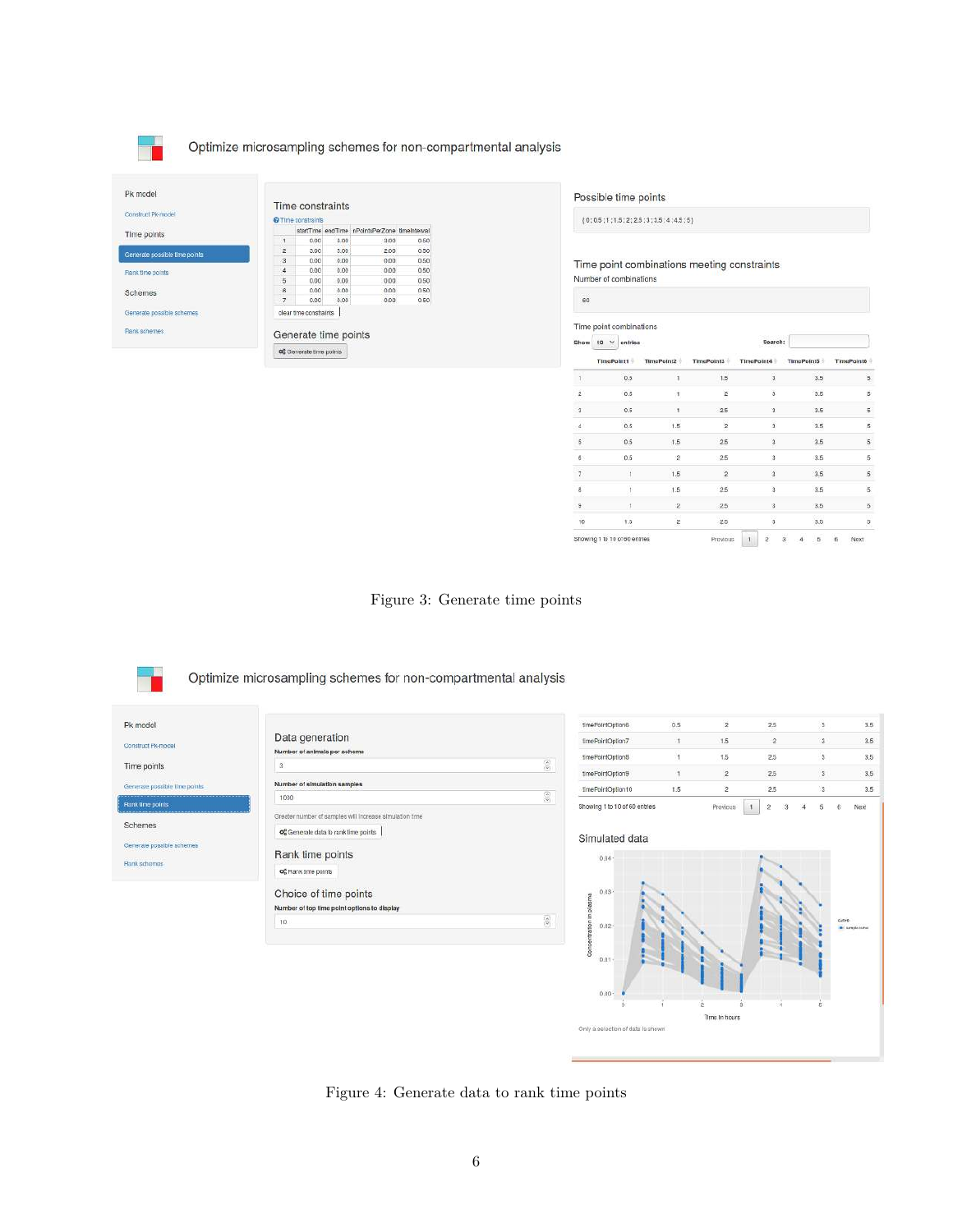Figure 3: Generate time points

Figure 4: Generate data to rank time points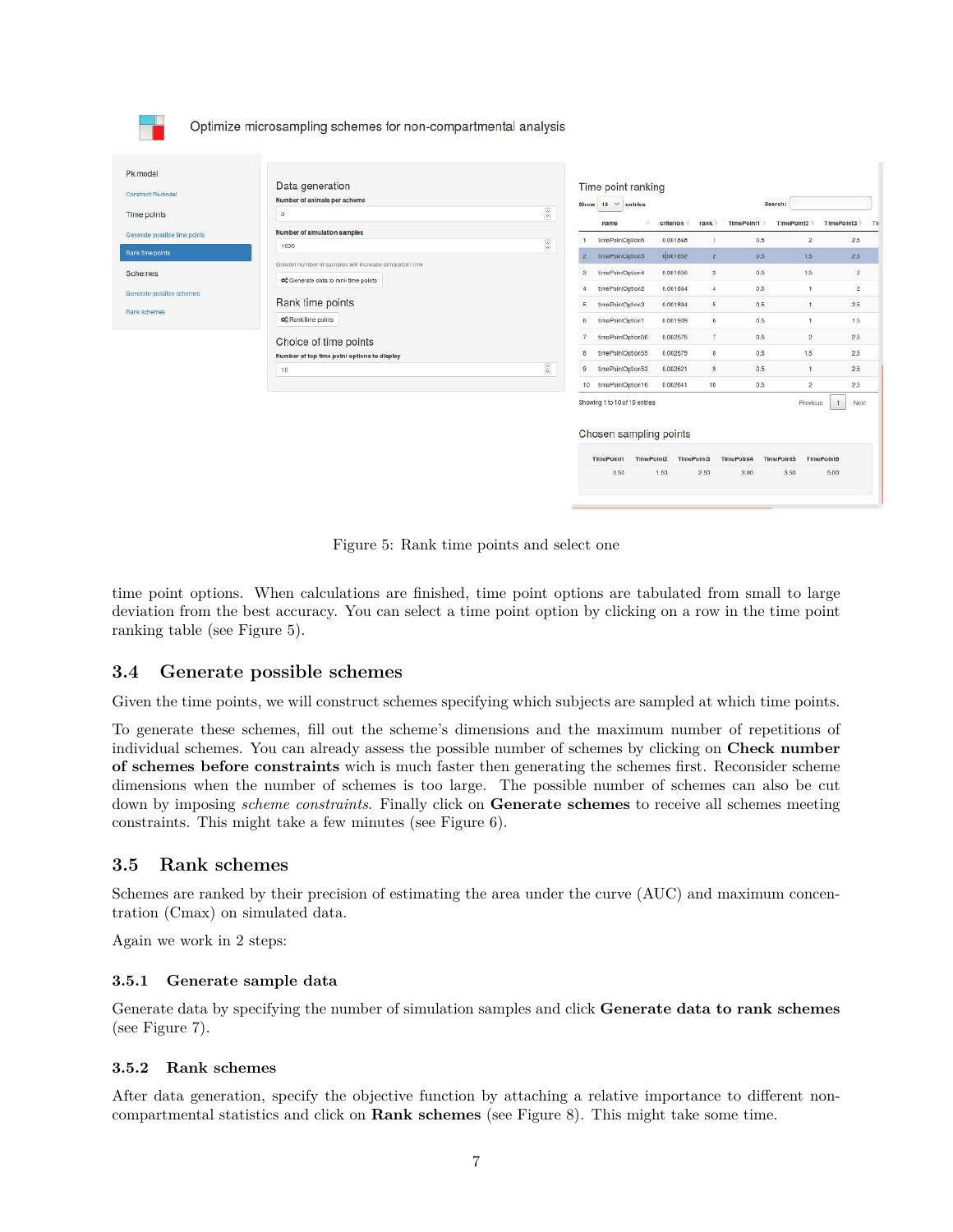Figure 5: Rank time points and select one

time point options. When calculations are finished, time point options are tabulated from small to large deviation from the best accuracy. You can select a time point option by clicking on a row in the time point ranking table (see Figure 5).

## 3.4 Generate possible schemes

Given the time points, we will construct schemes specifying which subjects are sampled at which time points.

To generate these schemes, fill out the scheme's dimensions and the maximum number of repetitions of individual schemes. You can already assess the possible number of schemes by clicking on **Check number of schemes before constraints** wich is much faster then generating the schemes first. Reconsider scheme dimensions when the number of schemes is too large. The possible number of schemes can also be cut down by imposing *scheme constraints*. Finally click on **Generate schemes** to receive all schemes meeting constraints. This might take a few minutes (see Figure 6).

## 3.5 Rank schemes

Schemes are ranked by their precision of estimating the area under the curve (AUC) and maximum concentration (Cmax) on simulated data.

Again we work in 2 steps:

### 3.5.1 Generate sample data

Generate data by specifying the number of simulation samples and click **Generate data to rank schemes** (see Figure 7).

### 3.5.2 Rank schemes

After data generation, specify the objective function by attaching a relative importance to different non-compartmental statistics and click on **Rank schemes** (see Figure 8). This might take some time.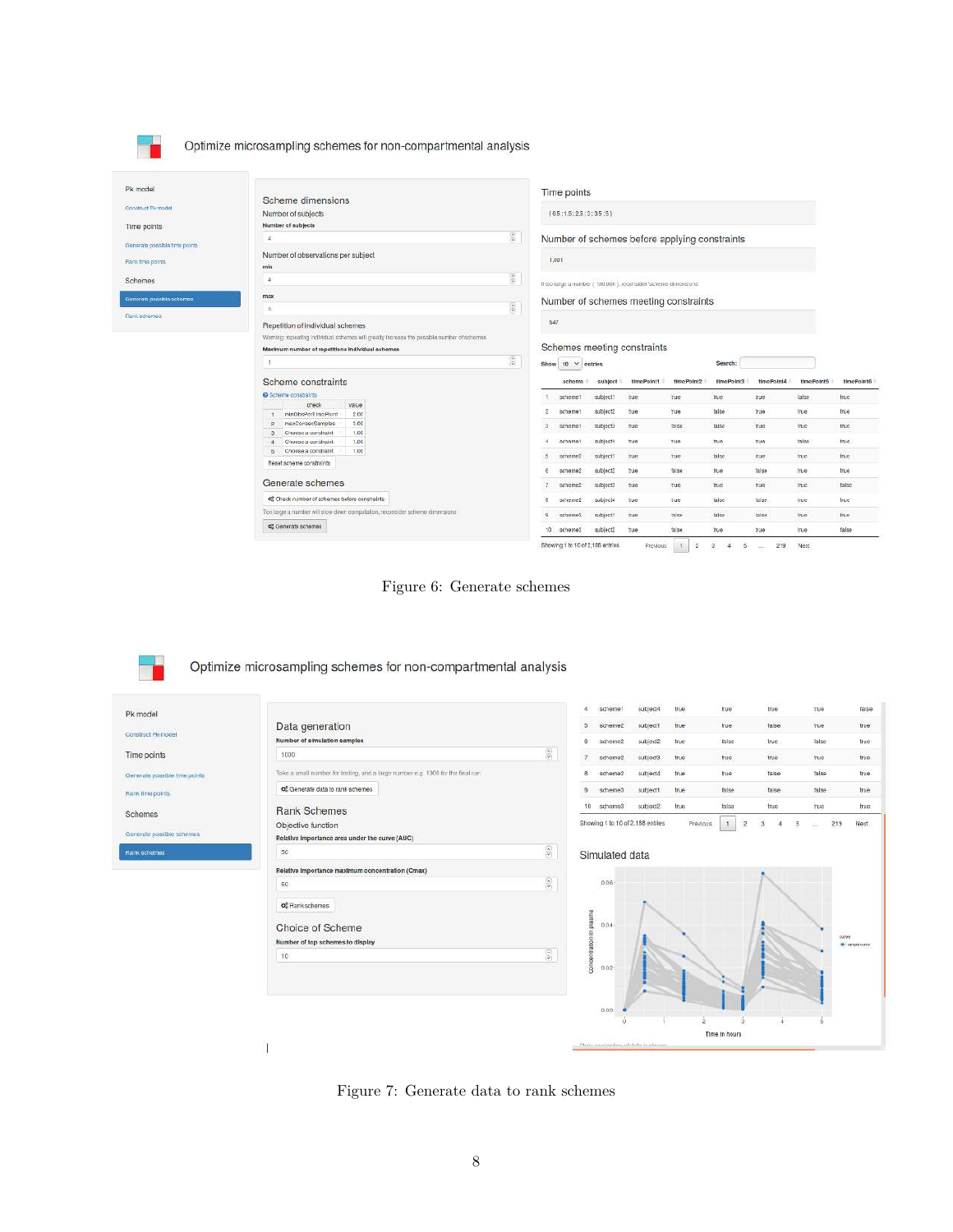Figure 6: Generate schemes

Figure 7: Generate data to rank schemes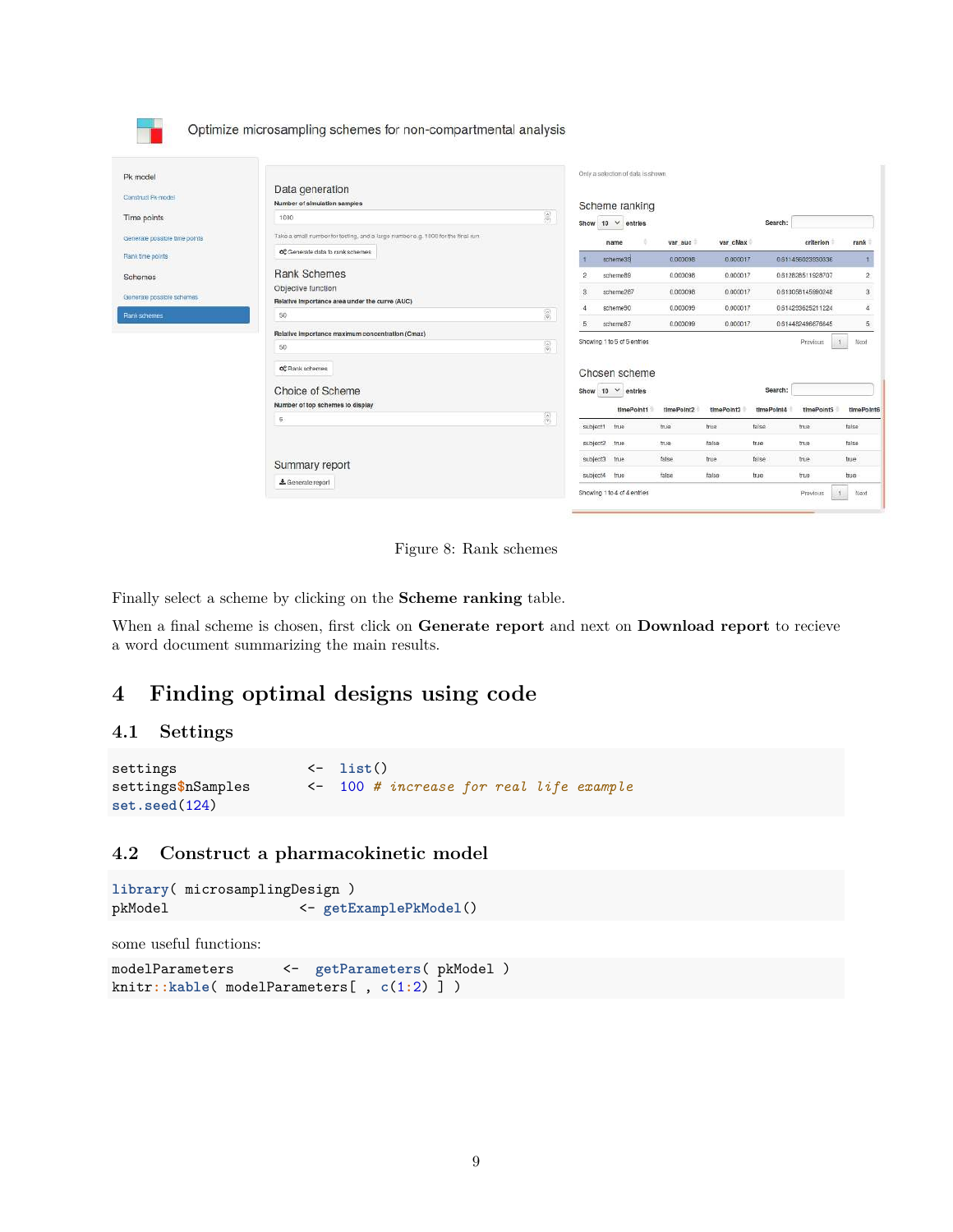Figure 8: Rank schemes

Finally select a scheme by clicking on the **Scheme ranking** table.

When a final scheme is chosen, first click on **Generate report** and next on **Download report** to recieve a word document summarizing the main results.

# 4 Finding optimal designs using code

## 4.1 Settings

```
settings              <- list()
settings$nSamples     <- 100 # increase for real life example
set.seed(124)
```

## 4.2 Construct a pharmacokinetic model

```
library( microsamplingDesign )
pkModel             <- getExamplePkModel()
```

some useful functions:

```
modelParameters      <- getParameters( pkModel )
knitr::kable( modelParameters[ , c(1:2) ] )
```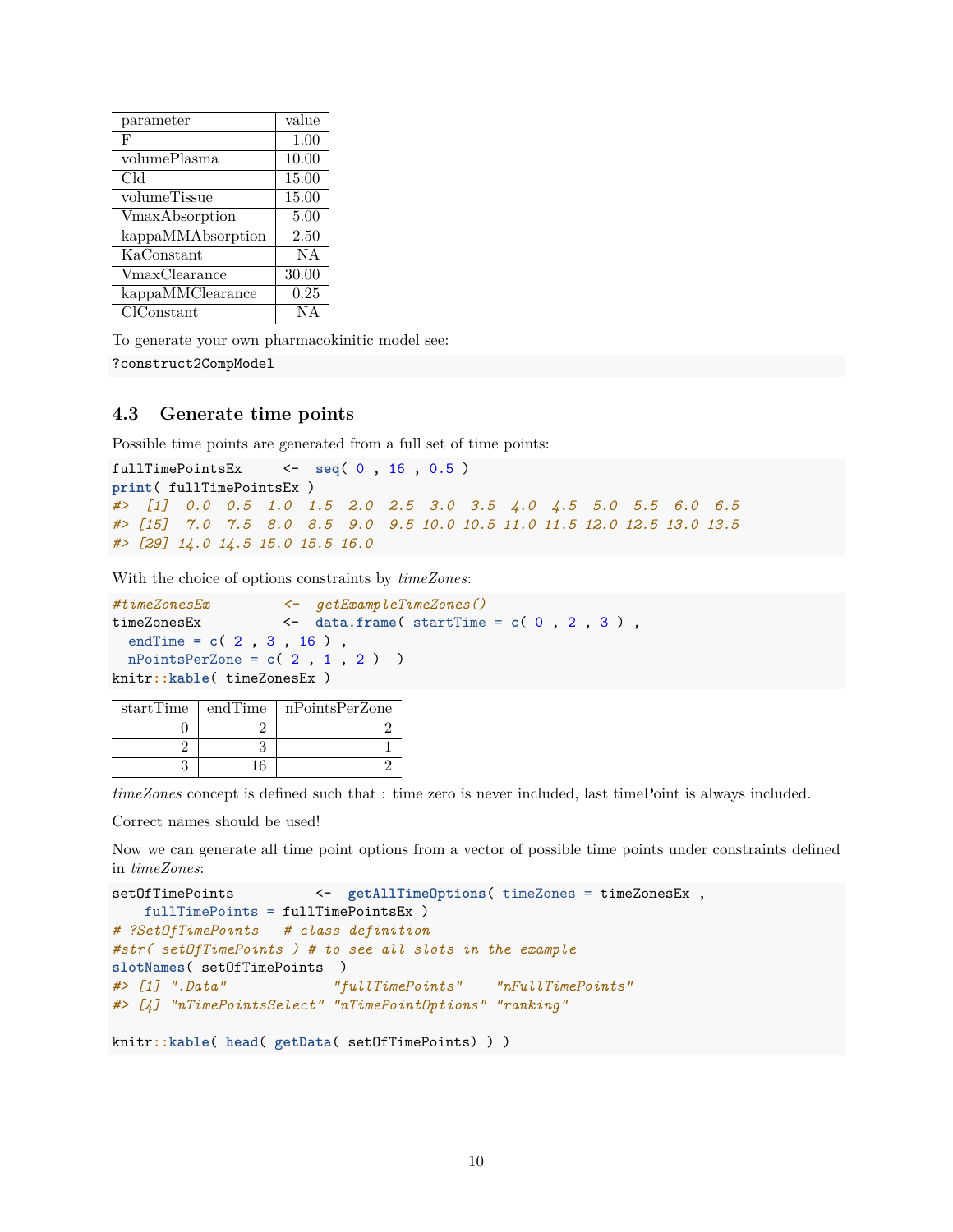| parameter | value |
|---|---|
| F | 1.00 |
| volumePlasma | 10.00 |
| Cld | 15.00 |
| volumeTissue | 15.00 |
| VmaxAbsorption | 5.00 |
| kappaMMAbsorption | 2.50 |
| KaConstant | NA |
| VmaxClearance | 30.00 |
| kappaMMClearance | 0.25 |
| ClConstant | NA |

To generate your own pharmacokinitic model see:

```
?construct2CompModel
```

### 4.3 Generate time points

Possible time points are generated from a full set of time points:

```
fullTimePointsEx     <-  seq( 0 , 16 , 0.5 )
print( fullTimePointsEx )
#>  [1]  0.0  0.5  1.0  1.5  2.0  2.5  3.0  3.5  4.0  4.5  5.0  5.5  6.0  6.5
#> [15]  7.0  7.5  8.0  8.5  9.0  9.5 10.0 10.5 11.0 11.5 12.0 12.5 13.0 13.5
#> [29] 14.0 14.5 15.0 15.5 16.0
```

With the choice of options constraints by *timeZones*:

```
#timeZonesEx         <-  getExampleTimeZones()
timeZonesEx          <-  data.frame( startTime = c( 0 , 2 , 3 ) ,
  endTime = c( 2 , 3 , 16 ) ,
  nPointsPerZone = c( 2 , 1 , 2 )  )
knitr::kable( timeZonesEx )
```

| startTime | endTime | nPointsPerZone |
|---|---|---|
| 0 | 2 | 2 |
| 2 | 3 | 1 |
| 3 | 16 | 2 |

*timeZones* concept is defined such that : time zero is never included, last timePoint is always included.

Correct names should be used!

Now we can generate all time point options from a vector of possible time points under constraints defined in *timeZones*:

```
setOfTimePoints          <-  getAllTimeOptions( timeZones = timeZonesEx ,
    fullTimePoints = fullTimePointsEx )
# ?SetOfTimePoints   # class definition
#str( setOfTimePoints ) # to see all slots in the example
slotNames( setOfTimePoints  )
#> [1] ".Data"              "fullTimePoints"     "nFullTimePoints"
#> [4] "nTimePointsSelect" "nTimePointOptions" "ranking"

knitr::kable( head( getData( setOfTimePoints) ) )
```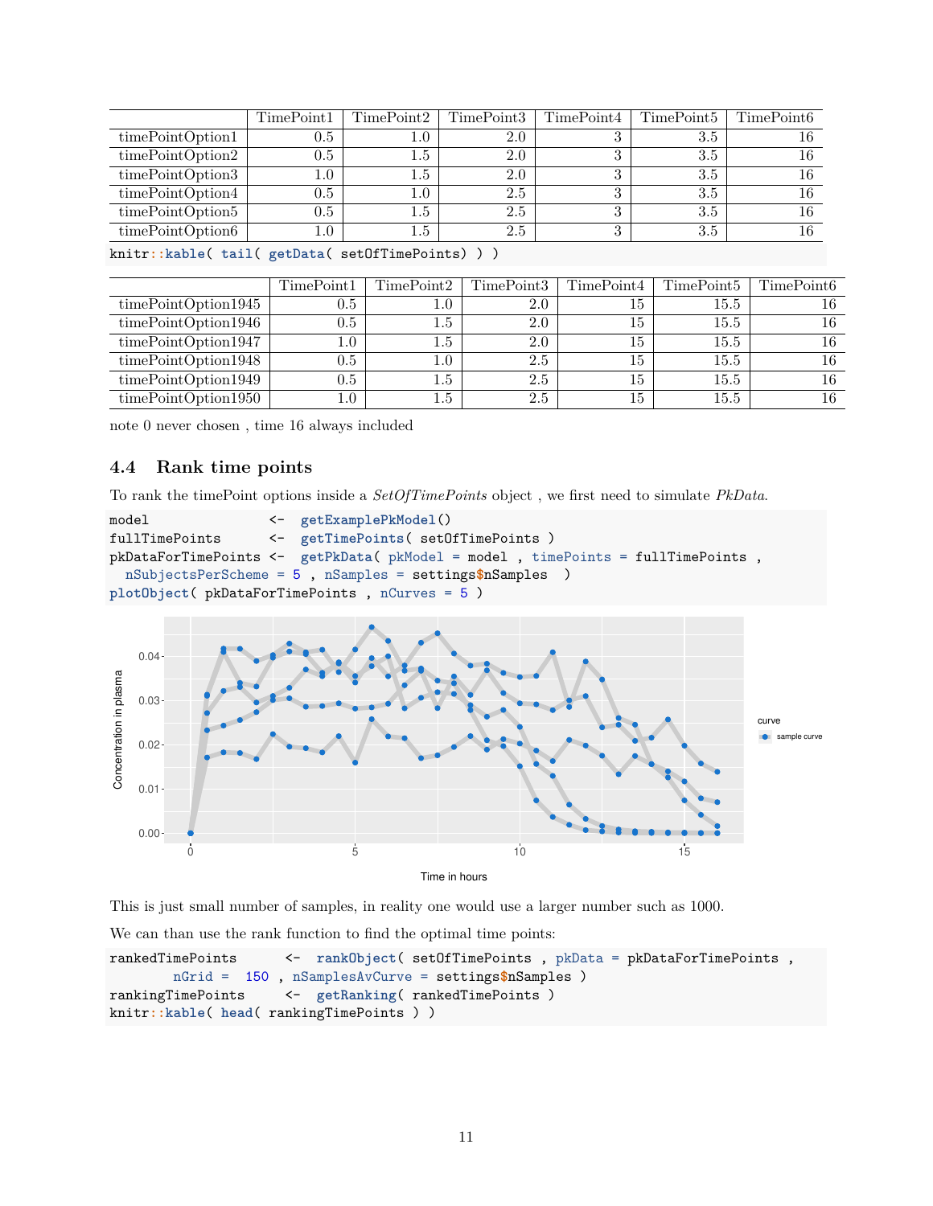|  | TimePoint1 | TimePoint2 | TimePoint3 | TimePoint4 | TimePoint5 | TimePoint6 |
|---|---|---|---|---|---|---|
| timePointOption1 | 0.5 | 1.0 | 2.0 | 3 | 3.5 | 16 |
| timePointOption2 | 0.5 | 1.5 | 2.0 | 3 | 3.5 | 16 |
| timePointOption3 | 1.0 | 1.5 | 2.0 | 3 | 3.5 | 16 |
| timePointOption4 | 0.5 | 1.0 | 2.5 | 3 | 3.5 | 16 |
| timePointOption5 | 0.5 | 1.5 | 2.5 | 3 | 3.5 | 16 |
| timePointOption6 | 1.0 | 1.5 | 2.5 | 3 | 3.5 | 16 |

```
knitr::kable( tail( getData( setOfTimePoints) ) )
```

|  | TimePoint1 | TimePoint2 | TimePoint3 | TimePoint4 | TimePoint5 | TimePoint6 |
|---|---|---|---|---|---|---|
| timePointOption1945 | 0.5 | 1.0 | 2.0 | 15 | 15.5 | 16 |
| timePointOption1946 | 0.5 | 1.5 | 2.0 | 15 | 15.5 | 16 |
| timePointOption1947 | 1.0 | 1.5 | 2.0 | 15 | 15.5 | 16 |
| timePointOption1948 | 0.5 | 1.0 | 2.5 | 15 | 15.5 | 16 |
| timePointOption1949 | 0.5 | 1.5 | 2.5 | 15 | 15.5 | 16 |
| timePointOption1950 | 1.0 | 1.5 | 2.5 | 15 | 15.5 | 16 |

note 0 never chosen , time 16 always included

### 4.4 Rank time points

To rank the timePoint options inside a *SetOfTimePoints* object , we first need to simulate *PkData*.

```
model                <-  getExamplePkModel()
fullTimePoints       <-  getTimePoints( setOfTimePoints )
pkDataForTimePoints <-  getPkData( pkModel = model , timePoints = fullTimePoints ,
  nSubjectsPerScheme = 5 , nSamples = settings$nSamples  )
plotObject( pkDataForTimePoints , nCurves = 5 )
```

This is just small number of samples, in reality one would use a larger number such as 1000.

We can than use the rank function to find the optimal time points:

```
rankedTimePoints      <-  rankObject( setOfTimePoints , pkData = pkDataForTimePoints ,
           nGrid =  150 , nSamplesAvCurve = settings$nSamples )
rankingTimePoints     <-  getRanking( rankedTimePoints )
knitr::kable( head( rankingTimePoints ) )
```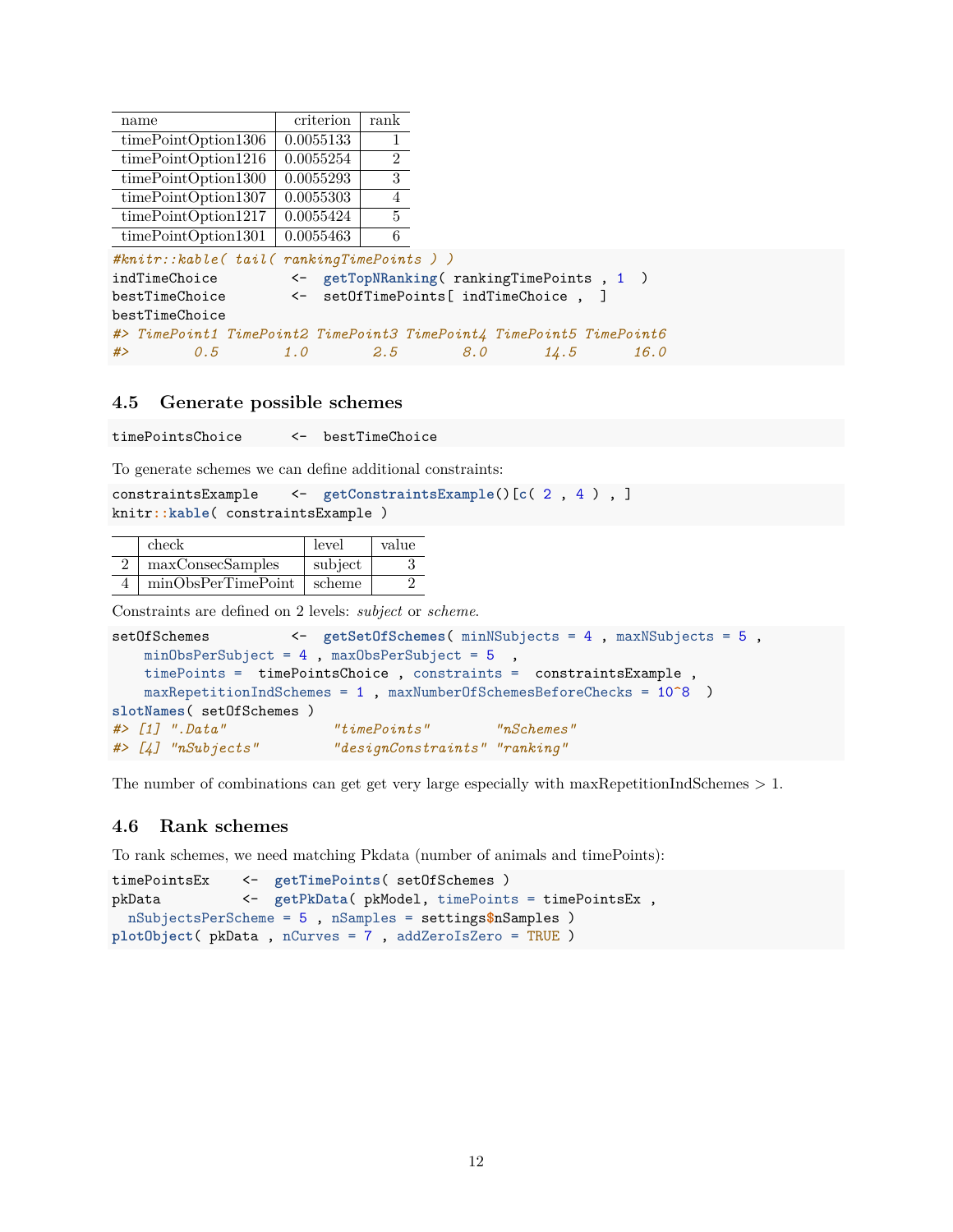| name | criterion | rank |
|---|---|---|
| timePointOption1306 | 0.0055133 | 1 |
| timePointOption1216 | 0.0055254 | 2 |
| timePointOption1300 | 0.0055293 | 3 |
| timePointOption1307 | 0.0055303 | 4 |
| timePointOption1217 | 0.0055424 | 5 |
| timePointOption1301 | 0.0055463 | 6 |

```
#knitr::kable( tail( rankingTimePoints ) )
indTimeChoice        <-  getTopNRanking( rankingTimePoints , 1  )
bestTimeChoice       <-  setOfTimePoints[ indTimeChoice ,  ]
bestTimeChoice
#> TimePoint1 TimePoint2 TimePoint3 TimePoint4 TimePoint5 TimePoint6
#>        0.5        1.0        2.5        8.0       14.5       16.0
```

### 4.5 Generate possible schemes

```
timePointsChoice      <-  bestTimeChoice
```

To generate schemes we can define additional constraints:

```
constraintsExample    <-  getConstraintsExample()[c( 2 , 4 ) , ]
knitr::kable( constraintsExample )
```

| | check | level | value |
|---|---|---|---|
| 2 | maxConsecSamples | subject | 3 |
| 4 | minObsPerTimePoint | scheme | 2 |

Constraints are defined on 2 levels: *subject* or *scheme*.

```
setOfSchemes          <-  getSetOfSchemes( minNSubjects = 4 , maxNSubjects = 5 ,
    minObsPerSubject = 4 , maxObsPerSubject = 5  ,
    timePoints =  timePointsChoice , constraints =  constraintsExample ,
    maxRepetitionIndSchemes = 1 , maxNumberOfSchemesBeforeChecks = 10^8  )
slotNames( setOfSchemes )
#> [1] ".Data"             "timePoints"        "nSchemes"
#> [4] "nSubjects"         "designConstraints" "ranking"
```

The number of combinations can get get very large especially with maxRepetitionIndSchemes > 1.

### 4.6 Rank schemes

To rank schemes, we need matching Pkdata (number of animals and timePoints):

```
timePointsEx    <-  getTimePoints( setOfSchemes )
pkData          <-  getPkData( pkModel, timePoints = timePointsEx ,
  nSubjectsPerScheme = 5 , nSamples = settings$nSamples )
plotObject( pkData , nCurves = 7 , addZeroIsZero = TRUE )
```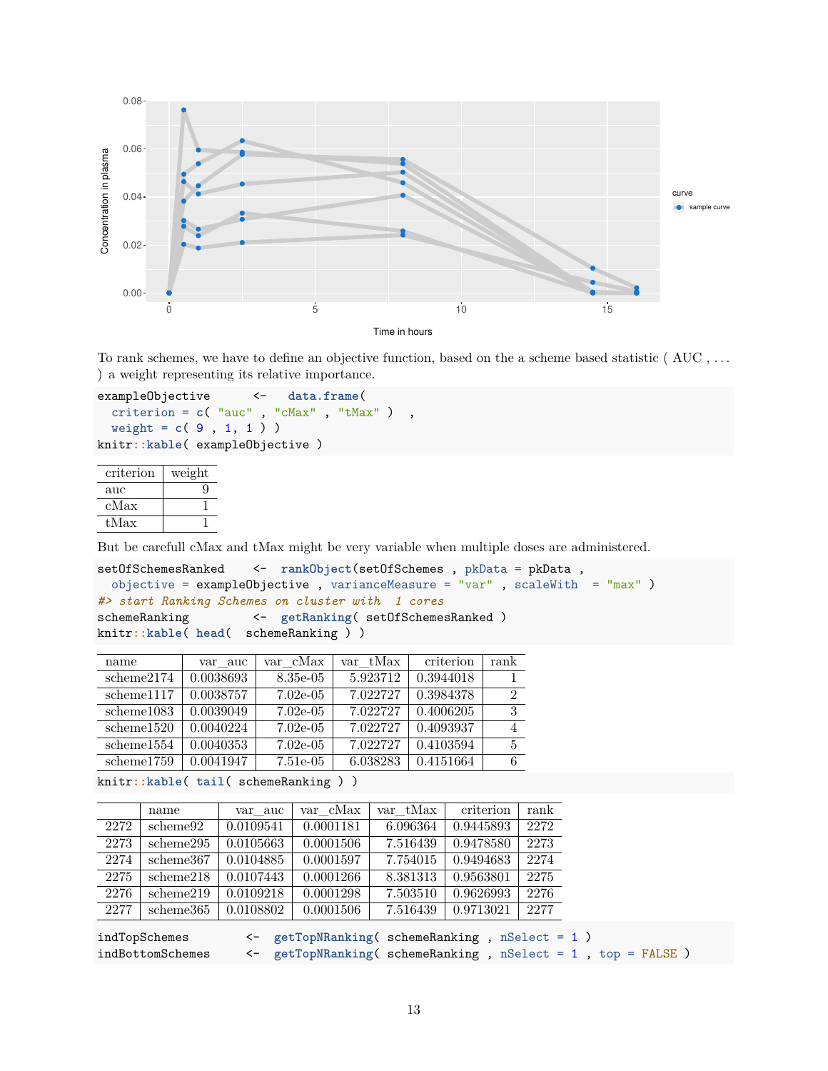To rank schemes, we have to define an objective function, based on the a scheme based statistic ( AUC , . . . ) a weight representing its relative importance.

```
exampleObjective      <-   data.frame(
  criterion = c( "auc" , "cMax" , "tMax" )   ,
  weight = c( 9 , 1, 1 ) )
knitr::kable( exampleObjective )
```

| criterion | weight |
|---|---|
| auc | 9 |
| cMax | 1 |
| tMax | 1 |

But be carefull cMax and tMax might be very variable when multiple doses are administered.

```
setOfSchemesRanked    <-  rankObject(setOfSchemes , pkData = pkData ,
  objective = exampleObjective , varianceMeasure = "var" , scaleWith  = "max" )
#> start Ranking Schemes on cluster with  1 cores
schemeRanking          <-  getRanking( setOfSchemesRanked )
knitr::kable( head(  schemeRanking ) )
```

| name | var_auc | var_cMax | var_tMax | criterion | rank |
|---|---|---|---|---|---|
| scheme2174 | 0.0038693 | 8.35e-05 | 5.923712 | 0.3944018 | 1 |
| scheme1117 | 0.0038757 | 7.02e-05 | 7.022727 | 0.3984378 | 2 |
| scheme1083 | 0.0039049 | 7.02e-05 | 7.022727 | 0.4006205 | 3 |
| scheme1520 | 0.0040224 | 7.02e-05 | 7.022727 | 0.4093937 | 4 |
| scheme1554 | 0.0040353 | 7.02e-05 | 7.022727 | 0.4103594 | 5 |
| scheme1759 | 0.0041947 | 7.51e-05 | 6.038283 | 0.4151664 | 6 |

```
knitr::kable( tail( schemeRanking ) )
```

| | name | var_auc | var_cMax | var_tMax | criterion | rank |
|---|---|---|---|---|---|---|
| 2272 | scheme92 | 0.0109541 | 0.0001181 | 6.096364 | 0.9445893 | 2272 |
| 2273 | scheme295 | 0.0105663 | 0.0001506 | 7.516439 | 0.9478580 | 2273 |
| 2274 | scheme367 | 0.0104885 | 0.0001597 | 7.754015 | 0.9494683 | 2274 |
| 2275 | scheme218 | 0.0107443 | 0.0001266 | 8.381313 | 0.9563801 | 2275 |
| 2276 | scheme219 | 0.0109218 | 0.0001298 | 7.503510 | 0.9626993 | 2276 |
| 2277 | scheme365 | 0.0108802 | 0.0001506 | 7.516439 | 0.9713021 | 2277 |

```
indTopSchemes         <-  getTopNRanking( schemeRanking , nSelect = 1 )
indBottomSchemes      <-  getTopNRanking( schemeRanking , nSelect = 1 , top = FALSE )
```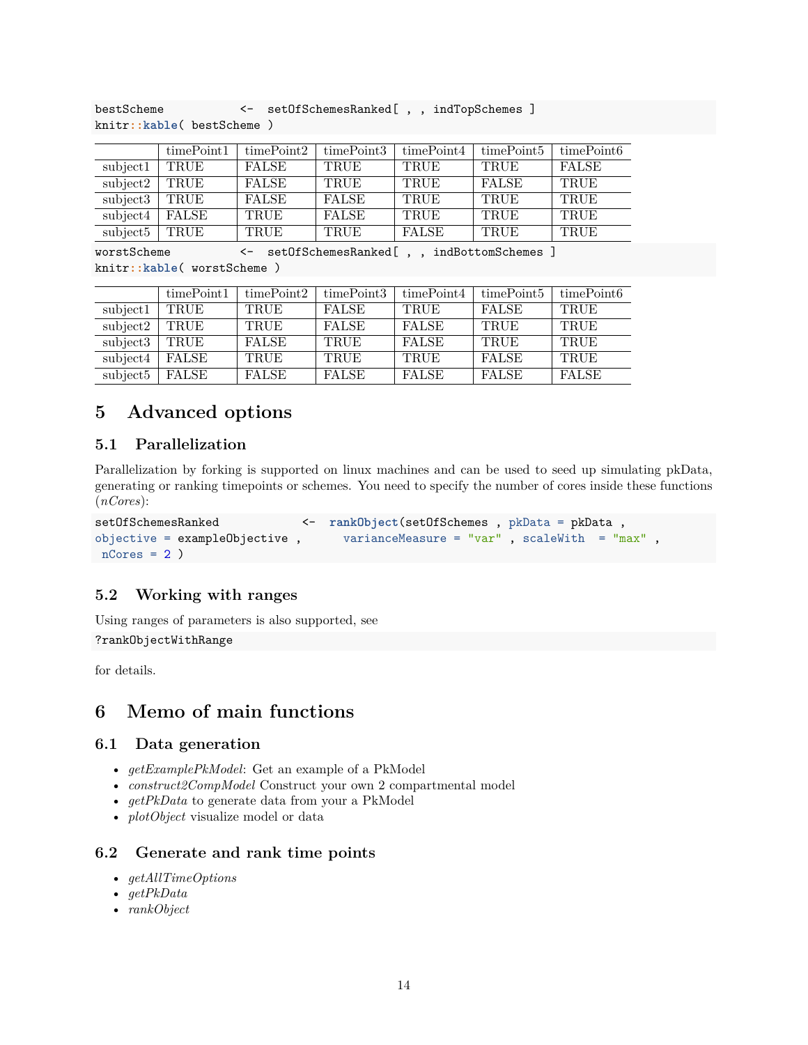```
bestScheme          <-  setOfSchemesRanked[ , , indTopSchemes ]
knitr::kable( bestScheme )
```

| | timePoint1 | timePoint2 | timePoint3 | timePoint4 | timePoint5 | timePoint6 |
|---|---|---|---|---|---|---|
| subject1 | TRUE | FALSE | TRUE | TRUE | TRUE | FALSE |
| subject2 | TRUE | FALSE | TRUE | TRUE | FALSE | TRUE |
| subject3 | TRUE | FALSE | FALSE | TRUE | TRUE | TRUE |
| subject4 | FALSE | TRUE | FALSE | TRUE | TRUE | TRUE |
| subject5 | TRUE | TRUE | TRUE | FALSE | TRUE | TRUE |

```
worstScheme         <-  setOfSchemesRanked[ , , indBottomSchemes ]
knitr::kable( worstScheme )
```

| | timePoint1 | timePoint2 | timePoint3 | timePoint4 | timePoint5 | timePoint6 |
|---|---|---|---|---|---|---|
| subject1 | TRUE | TRUE | FALSE | TRUE | FALSE | TRUE |
| subject2 | TRUE | TRUE | FALSE | FALSE | TRUE | TRUE |
| subject3 | TRUE | FALSE | TRUE | FALSE | TRUE | TRUE |
| subject4 | FALSE | TRUE | TRUE | TRUE | FALSE | TRUE |
| subject5 | FALSE | FALSE | FALSE | FALSE | FALSE | FALSE |

# 5 Advanced options

## 5.1 Parallelization

Parallelization by forking is supported on linux machines and can be used to seed up simulating pkData, generating or ranking timepoints or schemes. You need to specify the number of cores inside these functions (*nCores*):

```
setOfSchemesRanked          <-  rankObject(setOfSchemes , pkData = pkData ,
objective = exampleObjective ,      varianceMeasure = "var" , scaleWith  = "max" ,
 nCores = 2 )
```

## 5.2 Working with ranges

Using ranges of parameters is also supported, see

```
?rankObjectWithRange
```

for details.

# 6 Memo of main functions

## 6.1 Data generation

- *getExamplePkModel*: Get an example of a PkModel
- *construct2CompModel* Construct your own 2 compartmental model
- *getPkData* to generate data from your a PkModel
- *plotObject* visualize model or data

## 6.2 Generate and rank time points

- *getAllTimeOptions*
- *getPkData*
- *rankObject*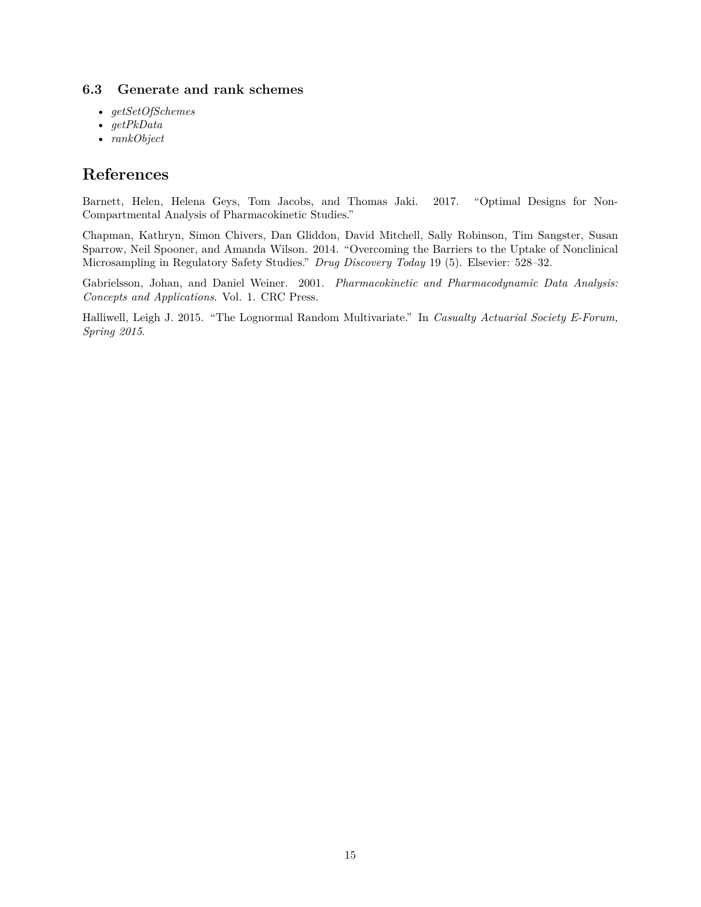### 6.3 Generate and rank schemes

- *getSetOfSchemes*
- *getPkData*
- *rankObject*

# References

Barnett, Helen, Helena Geys, Tom Jacobs, and Thomas Jaki. 2017. "Optimal Designs for Non-Compartmental Analysis of Pharmacokinetic Studies."

Chapman, Kathryn, Simon Chivers, Dan Gliddon, David Mitchell, Sally Robinson, Tim Sangster, Susan Sparrow, Neil Spooner, and Amanda Wilson. 2014. "Overcoming the Barriers to the Uptake of Nonclinical Microsampling in Regulatory Safety Studies." *Drug Discovery Today* 19 (5). Elsevier: 528–32.

Gabrielsson, Johan, and Daniel Weiner. 2001. *Pharmacokinetic and Pharmacodynamic Data Analysis: Concepts and Applications*. Vol. 1. CRC Press.

Halliwell, Leigh J. 2015. "The Lognormal Random Multivariate." In *Casualty Actuarial Society E-Forum, Spring 2015*.